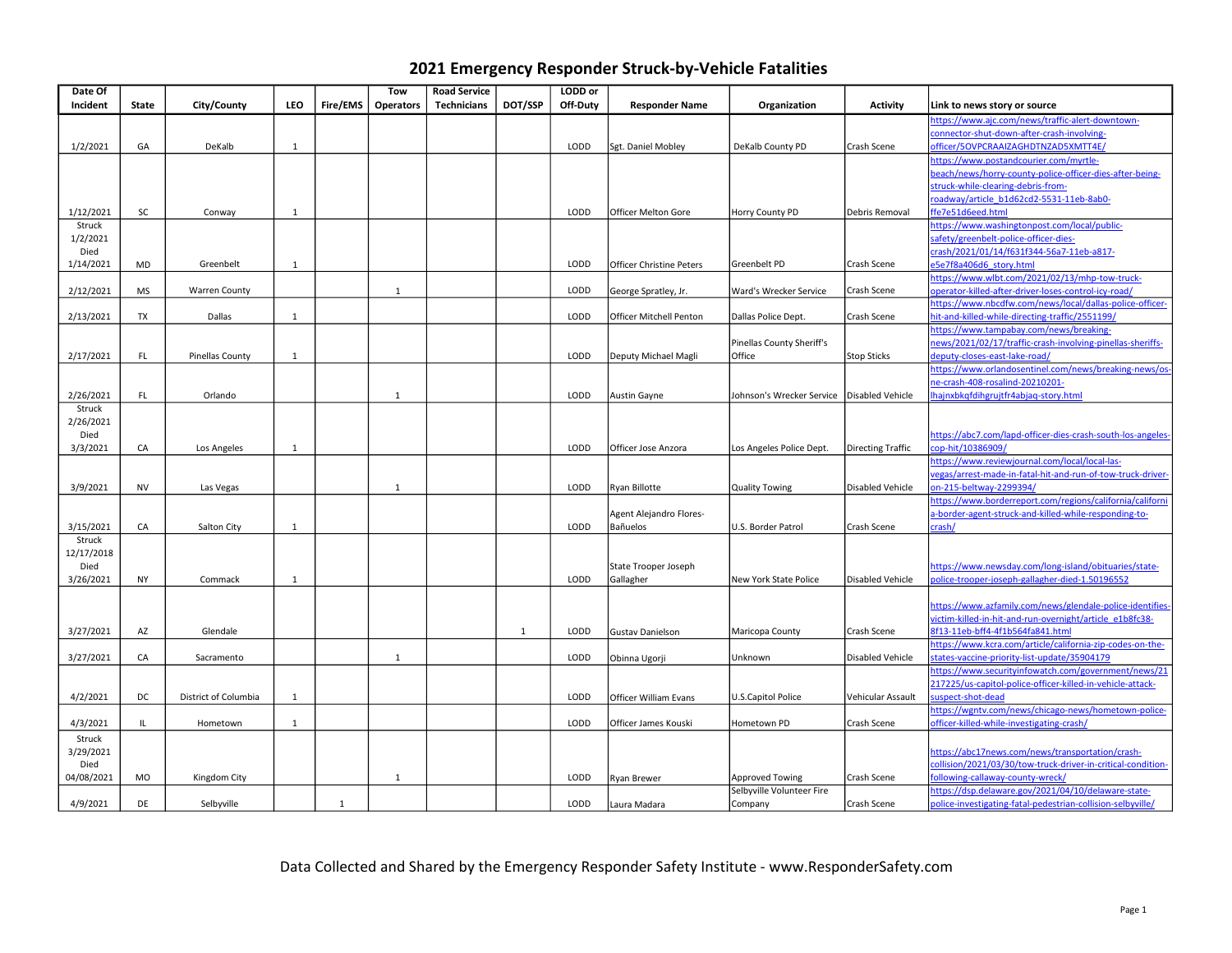# 2021 Emergency Responder Struck-by-Vehicle Fatalities

| Date Of Incident | State | City/County | LEO | Fire/EMS | Tow Operators | Road Service Technicians | DOT/SSP | LODD or Off-Duty | Responder Name | Organization | Activity | Link to news story or source |
|---|---|---|---|---|---|---|---|---|---|---|---|---|
| 1/2/2021 | GA | DeKalb | 1 | | | | | LODD | Sgt. Daniel Mobley | DeKalb County PD | Crash Scene | https://www.ajc.com/news/traffic-alert-downtown-connector-shut-down-after-crash-involving-officer/5OVPCRAAIZAGHDTNZAD5XMTT4E/ |
| 1/12/2021 | SC | Conway | 1 | | | | | LODD | Officer Melton Gore | Horry County PD | Debris Removal | https://www.postandcourier.com/myrtle-beach/news/horry-county-police-officer-dies-after-being-struck-while-clearing-debris-from-roadway/article_b1d62cd2-5531-11eb-8ab0-ffe7e51d6eed.html |
| Struck 1/2/2021 Died 1/14/2021 | MD | Greenbelt | 1 | | | | | LODD | Officer Christine Peters | Greenbelt PD | Crash Scene | https://www.washingtonpost.com/local/public-safety/greenbelt-police-officer-dies-crash/2021/01/14/f631f344-56a7-11eb-a817-e5e7f8a406d6_story.html |
| 2/12/2021 | MS | Warren County | | | 1 | | | LODD | George Spratley, Jr. | Ward's Wrecker Service | Crash Scene | https://www.wlbt.com/2021/02/13/mhp-tow-truck-operator-killed-after-driver-loses-control-icy-road/ |
| 2/13/2021 | TX | Dallas | 1 | | | | | LODD | Officer Mitchell Penton | Dallas Police Dept. | Crash Scene | https://www.nbcdfw.com/news/local/dallas-police-officer-hit-and-killed-while-directing-traffic/2551199/ |
| 2/17/2021 | FL | Pinellas County | 1 | | | | | LODD | Deputy Michael Magli | Pinellas County Sheriff's Office | Stop Sticks | https://www.tampabay.com/news/breaking-news/2021/02/17/traffic-crash-involving-pinellas-sheriffs-deputy-closes-east-lake-road/ |
| 2/26/2021 | FL | Orlando | | | 1 | | | LODD | Austin Gayne | Johnson's Wrecker Service | Disabled Vehicle | https://www.orlandosentinel.com/news/breaking-news/os-ne-crash-408-rosalind-20210201-lhajnxbkqfdihgrujtfr4abjaq-story.html |
| Struck 2/26/2021 Died 3/3/2021 | CA | Los Angeles | 1 | | | | | LODD | Officer Jose Anzora | Los Angeles Police Dept. | Directing Traffic | https://abc7.com/lapd-officer-dies-crash-south-los-angeles-cop-hit/10386909/ |
| 3/9/2021 | NV | Las Vegas | | | 1 | | | LODD | Ryan Billotte | Quality Towing | Disabled Vehicle | https://www.reviewjournal.com/local/local-las-vegas/arrest-made-in-fatal-hit-and-run-of-tow-truck-driver-on-215-beltway-2299394/ |
| 3/15/2021 | CA | Salton City | 1 | | | | | LODD | Agent Alejandro Flores-Bañuelos | U.S. Border Patrol | Crash Scene | https://www.borderreport.com/regions/california/california-border-agent-struck-and-killed-while-responding-to-crash/ |
| Struck 12/17/2018 Died 3/26/2021 | NY | Commack | 1 | | | | | LODD | State Trooper Joseph Gallagher | New York State Police | Disabled Vehicle | https://www.newsday.com/long-island/obituaries/state-police-trooper-joseph-gallagher-died-1.50196552 |
| 3/27/2021 | AZ | Glendale | | | | | 1 | LODD | Gustav Danielson | Maricopa County | Crash Scene | https://www.azfamily.com/news/glendale-police-identifies-victim-killed-in-hit-and-run-overnight/article_e1b8fc38-8f13-11eb-bff4-4f1b564fa841.html |
| 3/27/2021 | CA | Sacramento | | | 1 | | | LODD | Obinna Ugorji | Unknown | Disabled Vehicle | https://www.kcra.com/article/california-zip-codes-on-the-states-vaccine-priority-list-update/35904179 |
| 4/2/2021 | DC | District of Columbia | 1 | | | | | LODD | Officer William Evans | U.S.Capitol Police | Vehicular Assault | https://www.securityinfowatch.com/government/news/21217225/us-capitol-police-officer-killed-in-vehicle-attack-suspect-shot-dead |
| 4/3/2021 | IL | Hometown | 1 | | | | | LODD | Officer James Kouski | Hometown PD | Crash Scene | https://wgntv.com/news/chicago-news/hometown-police-officer-killed-while-investigating-crash/ |
| Struck 3/29/2021 Died 04/08/2021 | MO | Kingdom City | | | 1 | | | LODD | Ryan Brewer | Approved Towing | Crash Scene | https://abc17news.com/news/transportation/crash-collision/2021/03/30/tow-truck-driver-in-critical-condition-following-callaway-county-wreck/ |
| 4/9/2021 | DE | Selbyville | | 1 | | | | LODD | Laura Madara | Selbyville Volunteer Fire Company | Crash Scene | https://dsp.delaware.gov/2021/04/10/delaware-state-police-investigating-fatal-pedestrian-collision-selbyville/ |

Data Collected and Shared by the Emergency Responder Safety Institute - www.ResponderSafety.com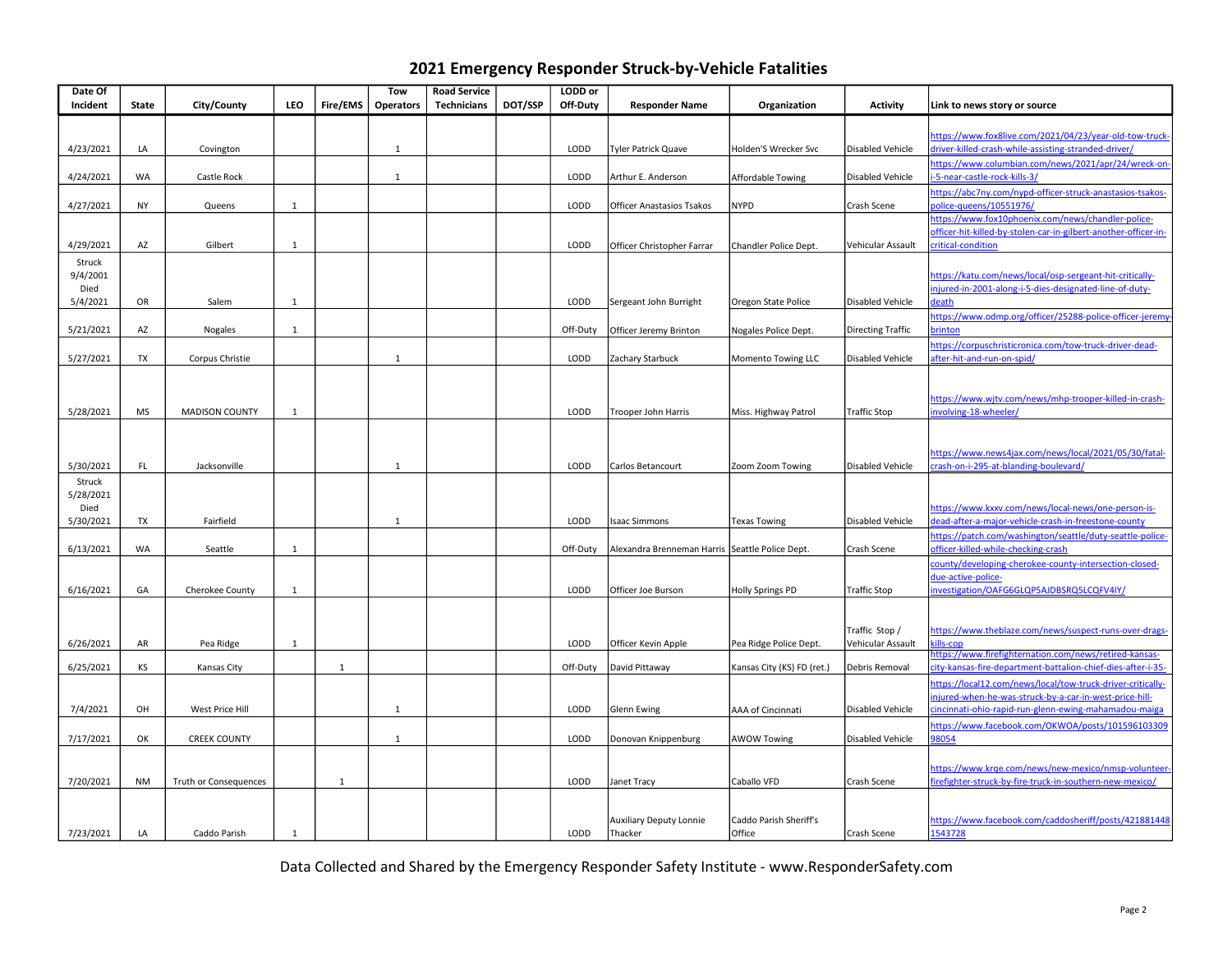# 2021 Emergency Responder Struck-by-Vehicle Fatalities

| Date Of Incident | State | City/County | LEO | Fire/EMS | Tow Operators | Road Service Technicians | DOT/SSP | LODD or Off-Duty | Responder Name | Organization | Activity | Link to news story or source |
|---|---|---|---|---|---|---|---|---|---|---|---|---|
| 4/23/2021 | LA | Covington | | | 1 | | | LODD | Tyler Patrick Quave | Holden'S Wrecker Svc | Disabled Vehicle | https://www.fox8live.com/2021/04/23/year-old-tow-truck-driver-killed-crash-while-assisting-stranded-driver/ |
| 4/24/2021 | WA | Castle Rock | | | 1 | | | LODD | Arthur E. Anderson | Affordable Towing | Disabled Vehicle | https://www.columbian.com/news/2021/apr/24/wreck-on-i-5-near-castle-rock-kills-3/ |
| 4/27/2021 | NY | Queens | 1 | | | | | LODD | Officer Anastasios Tsakos | NYPD | Crash Scene | https://abc7ny.com/nypd-officer-struck-anastasios-tsakos-police-queens/10551976/ |
| 4/29/2021 | AZ | Gilbert | 1 | | | | | LODD | Officer Christopher Farrar | Chandler Police Dept. | Vehicular Assault | https://www.fox10phoenix.com/news/chandler-police-officer-hit-killed-by-stolen-car-in-gilbert-another-officer-in-critical-condition |
| Struck 9/4/2001 Died 5/4/2021 | OR | Salem | 1 | | | | | LODD | Sergeant John Burright | Oregon State Police | Disabled Vehicle | https://katu.com/news/local/osp-sergeant-hit-critically-injured-in-2001-along-i-5-dies-designated-line-of-duty-death |
| 5/21/2021 | AZ | Nogales | 1 | | | | | Off-Duty | Officer Jeremy Brinton | Nogales Police Dept. | Directing Traffic | https://www.odmp.org/officer/25288-police-officer-jeremy-brinton |
| 5/27/2021 | TX | Corpus Christie | | | 1 | | | LODD | Zachary Starbuck | Momento Towing LLC | Disabled Vehicle | https://corpuschristicronica.com/tow-truck-driver-dead-after-hit-and-run-on-spid/ |
| 5/28/2021 | MS | MADISON COUNTY | 1 | | | | | LODD | Trooper John Harris | Miss. Highway Patrol | Traffic Stop | https://www.wjtv.com/news/mhp-trooper-killed-in-crash-involving-18-wheeler/ |
| 5/30/2021 | FL | Jacksonville | | | 1 | | | LODD | Carlos Betancourt | Zoom Zoom Towing | Disabled Vehicle | https://www.news4jax.com/news/local/2021/05/30/fatal-crash-on-i-295-at-blanding-boulevard/ |
| Struck 5/28/2021 Died 5/30/2021 | TX | Fairfield | | | 1 | | | LODD | Isaac Simmons | Texas Towing | Disabled Vehicle | https://www.kxxv.com/news/local-news/one-person-is-dead-after-a-major-vehicle-crash-in-freestone-county |
| 6/13/2021 | WA | Seattle | 1 | | | | | Off-Duty | Alexandra Brenneman Harris | Seattle Police Dept. | Crash Scene | https://patch.com/washington/seattle/duty-seattle-police-officer-killed-while-checking-crash |
| 6/16/2021 | GA | Cherokee County | 1 | | | | | LODD | Officer Joe Burson | Holly Springs PD | Traffic Stop | county/developing-cherokee-county-intersection-closed-due-active-police-investigation/OAFG6GLQP5AJDBSRQ5LCQFV4IY/ |
| 6/26/2021 | AR | Pea Ridge | 1 | | | | | LODD | Officer Kevin Apple | Pea Ridge Police Dept. | Traffic Stop / Vehicular Assault | https://www.theblaze.com/news/suspect-runs-over-drags-kills-cop |
| 6/25/2021 | KS | Kansas City | | 1 | | | | Off-Duty | David Pittaway | Kansas City (KS) FD (ret.) | Debris Removal | https://www.firefighternation.com/news/retired-kansas-city-kansas-fire-department-battalion-chief-dies-after-i-35- |
| 7/4/2021 | OH | West Price Hill | | | 1 | | | LODD | Glenn Ewing | AAA of Cincinnati | Disabled Vehicle | https://local12.com/news/local/tow-truck-driver-critically-injured-when-he-was-struck-by-a-car-in-west-price-hill-cincinnati-ohio-rapid-run-glenn-ewing-mahamadou-maiga |
| 7/17/2021 | OK | CREEK COUNTY | | | 1 | | | LODD | Donovan Knippenburg | AWOW Towing | Disabled Vehicle | https://www.facebook.com/OKWOA/posts/10159610330998054 |
| 7/20/2021 | NM | Truth or Consequences | | 1 | | | | LODD | Janet Tracy | Caballo VFD | Crash Scene | https://www.krqe.com/news/new-mexico/nmsp-volunteer-firefighter-struck-by-fire-truck-in-southern-new-mexico/ |
| 7/23/2021 | LA | Caddo Parish | 1 | | | | | LODD | Auxiliary Deputy Lonnie Thacker | Caddo Parish Sheriff's Office | Crash Scene | https://www.facebook.com/caddosheriff/posts/4218814481543728 |

Data Collected and Shared by the Emergency Responder Safety Institute - www.ResponderSafety.com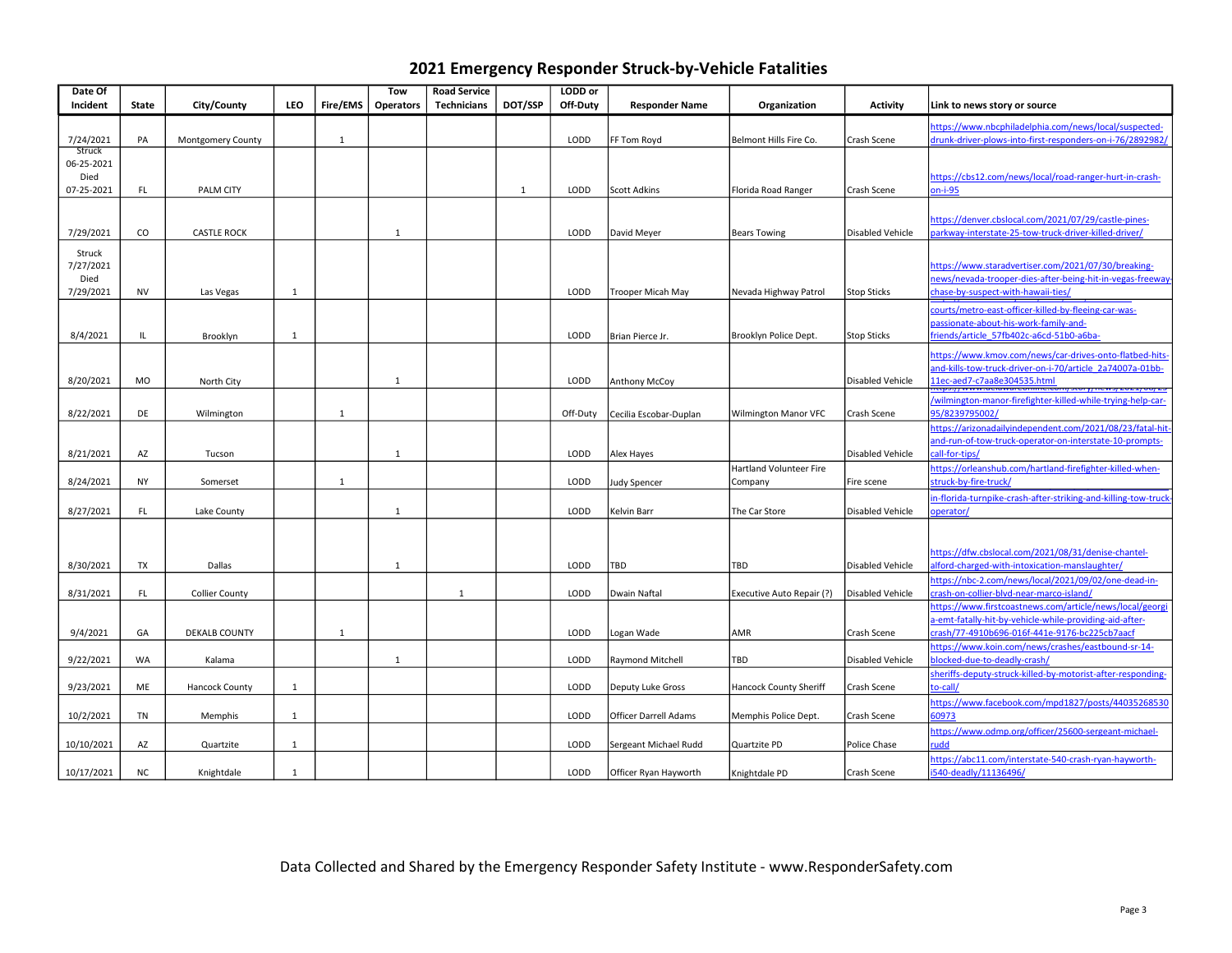# 2021 Emergency Responder Struck-by-Vehicle Fatalities

| Date Of Incident | State | City/County | LEO | Fire/EMS | Tow Operators | Road Service Technicians | DOT/SSP | LODD or Off-Duty | Responder Name | Organization | Activity | Link to news story or source |
|---|---|---|---|---|---|---|---|---|---|---|---|---|
| 7/24/2021 | PA | Montgomery County | | 1 | | | | LODD | FF Tom Royd | Belmont Hills Fire Co. | Crash Scene | https://www.nbcphiladelphia.com/news/local/suspected-drunk-driver-plows-into-first-responders-on-i-76/2892982/ |
| Struck 06-25-2021 Died 07-25-2021 | FL | PALM CITY | | | | | 1 | LODD | Scott Adkins | Florida Road Ranger | Crash Scene | https://cbs12.com/news/local/road-ranger-hurt-in-crash-on-i-95 |
| 7/29/2021 | CO | CASTLE ROCK | | | 1 | | | LODD | David Meyer | Bears Towing | Disabled Vehicle | https://denver.cbslocal.com/2021/07/29/castle-pines-parkway-interstate-25-tow-truck-driver-killed-driver/ |
| Struck 7/27/2021 Died 7/29/2021 | NV | Las Vegas | 1 | | | | | LODD | Trooper Micah May | Nevada Highway Patrol | Stop Sticks | https://www.staradvertiser.com/2021/07/30/breaking-news/nevada-trooper-dies-after-being-hit-in-vegas-freeway-chase-by-suspect-with-hawaii-ties/ |
| 8/4/2021 | IL | Brooklyn | 1 | | | | | LODD | Brian Pierce Jr. | Brooklyn Police Dept. | Stop Sticks | courts/metro-east-officer-killed-by-fleeing-car-was-passionate-about-his-work-family-and-friends/article_57fb402c-a6cd-51b0-a6ba- |
| 8/20/2021 | MO | North City | | | 1 | | | LODD | Anthony McCoy | | Disabled Vehicle | https://www.kmov.com/news/car-drives-onto-flatbed-hits-and-kills-tow-truck-driver-on-i-70/article_2a74007a-01bb-11ec-aed7-c7aa8e304535.html |
| 8/22/2021 | DE | Wilmington | | 1 | | | | Off-Duty | Cecilia Escobar-Duplan | Wilmington Manor VFC | Crash Scene | /wilmington-manor-firefighter-killed-while-trying-help-car-95/8239795002/ |
| 8/21/2021 | AZ | Tucson | | | 1 | | | LODD | Alex Hayes | | Disabled Vehicle | https://arizonadailyindependent.com/2021/08/23/fatal-hit-and-run-of-tow-truck-operator-on-interstate-10-prompts-call-for-tips/ |
| 8/24/2021 | NY | Somerset | | 1 | | | | LODD | Judy Spencer | Hartland Volunteer Fire Company | Fire scene | https://orleanshub.com/hartland-firefighter-killed-when-struck-by-fire-truck/ |
| 8/27/2021 | FL | Lake County | | | 1 | | | LODD | Kelvin Barr | The Car Store | Disabled Vehicle | in-florida-turnpike-crash-after-striking-and-killing-tow-truck-operator/ |
| 8/30/2021 | TX | Dallas | | | 1 | | | LODD | TBD | TBD | Disabled Vehicle | https://dfw.cbslocal.com/2021/08/31/denise-chantel-alford-charged-with-intoxication-manslaughter/ |
| 8/31/2021 | FL | Collier County | | | | 1 | | LODD | Dwain Naftal | Executive Auto Repair (?) | Disabled Vehicle | https://nbc-2.com/news/local/2021/09/02/one-dead-in-crash-on-collier-blvd-near-marco-island/ |
| 9/4/2021 | GA | DEKALB COUNTY | | 1 | | | | LODD | Logan Wade | AMR | Crash Scene | https://www.firstcoastnews.com/article/news/local/georgia-emt-fatally-hit-by-vehicle-while-providing-aid-after-crash/77-4910b696-016f-441e-9176-bc225cb7aacf |
| 9/22/2021 | WA | Kalama | | | 1 | | | LODD | Raymond Mitchell | TBD | Disabled Vehicle | https://www.koin.com/news/crashes/eastbound-sr-14-blocked-due-to-deadly-crash/ |
| 9/23/2021 | ME | Hancock County | 1 | | | | | LODD | Deputy Luke Gross | Hancock County Sheriff | Crash Scene | sheriffs-deputy-struck-killed-by-motorist-after-responding-to-call/ |
| 10/2/2021 | TN | Memphis | 1 | | | | | LODD | Officer Darrell Adams | Memphis Police Dept. | Crash Scene | https://www.facebook.com/mpd1827/posts/4403526853060973 |
| 10/10/2021 | AZ | Quartzite | 1 | | | | | LODD | Sergeant Michael Rudd | Quartzite PD | Police Chase | https://www.odmp.org/officer/25600-sergeant-michael-rudd |
| 10/17/2021 | NC | Knightdale | 1 | | | | | LODD | Officer Ryan Hayworth | Knightdale PD | Crash Scene | https://abc11.com/interstate-540-crash-ryan-hayworth-i540-deadly/11136496/ |

Data Collected and Shared by the Emergency Responder Safety Institute - www.ResponderSafety.com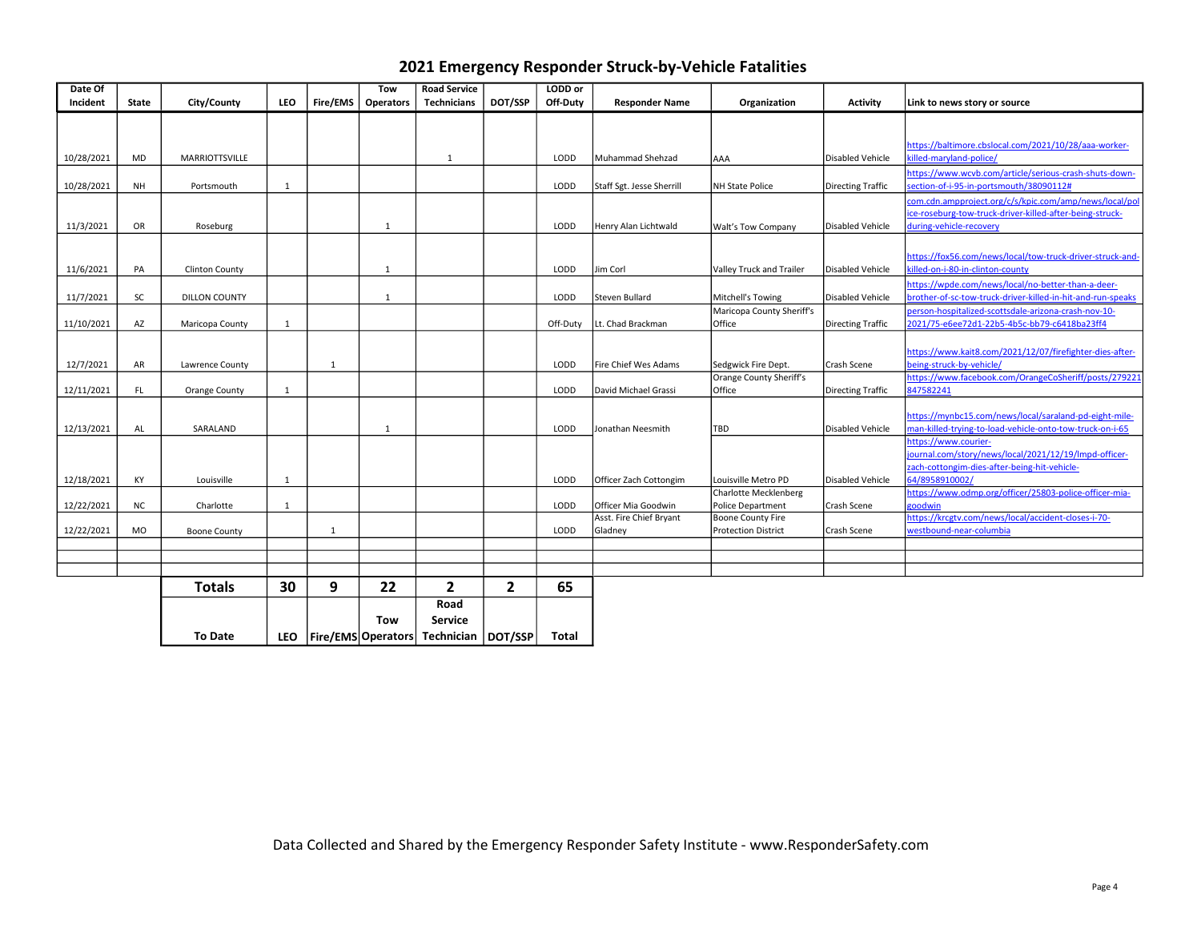# 2021 Emergency Responder Struck-by-Vehicle Fatalities

| Date Of Incident | State | City/County | LEO | Fire/EMS | Tow Operators | Road Service Technicians | DOT/SSP | LODD or Off-Duty | Responder Name | Organization | Activity | Link to news story or source |
|---|---|---|---|---|---|---|---|---|---|---|---|---|
| 10/28/2021 | MD | MARRIOTTSVILLE | | | | 1 | | LODD | Muhammad Shehzad | AAA | Disabled Vehicle | https://baltimore.cbslocal.com/2021/10/28/aaa-worker-killed-maryland-police/ |
| 10/28/2021 | NH | Portsmouth | 1 | | | | | LODD | Staff Sgt. Jesse Sherrill | NH State Police | Directing Traffic | https://www.wcvb.com/article/serious-crash-shuts-down-section-of-i-95-in-portsmouth/38090112# |
| 11/3/2021 | OR | Roseburg | | | 1 | | | LODD | Henry Alan Lichtwald | Walt's Tow Company | Disabled Vehicle | com.cdn.ampproject.org/c/s/kpic.com/amp/news/local/police-roseburg-tow-truck-driver-killed-after-being-struck-during-vehicle-recovery |
| 11/6/2021 | PA | Clinton County | | | 1 | | | LODD | Jim Corl | Valley Truck and Trailer | Disabled Vehicle | https://fox56.com/news/local/tow-truck-driver-struck-and-killed-on-i-80-in-clinton-county |
| 11/7/2021 | SC | DILLON COUNTY | | | 1 | | | LODD | Steven Bullard | Mitchell's Towing | Disabled Vehicle | https://wpde.com/news/local/no-better-than-a-deer-brother-of-sc-tow-truck-driver-killed-in-hit-and-run-speaks |
| 11/10/2021 | AZ | Maricopa County | 1 | | | | | Off-Duty | Lt. Chad Brackman | Maricopa County Sheriff's Office | Directing Traffic | person-hospitalized-scottsdale-arizona-crash-nov-10-2021/75-e6ee72d1-22b5-4b5c-bb79-c6418ba23ff4 |
| 12/7/2021 | AR | Lawrence County | | 1 | | | | LODD | Fire Chief Wes Adams | Sedgwick Fire Dept. | Crash Scene | https://www.kait8.com/2021/12/07/firefighter-dies-after-being-struck-by-vehicle/ |
| 12/11/2021 | FL | Orange County | 1 | | | | | LODD | David Michael Grassi | Orange County Sheriff's Office | Directing Traffic | https://www.facebook.com/OrangeCoSheriff/posts/279221847582241 |
| 12/13/2021 | AL | SARALAND | | | 1 | | | LODD | Jonathan Neesmith | TBD | Disabled Vehicle | https://mynbc15.com/news/local/saraland-pd-eight-mile-man-killed-trying-to-load-vehicle-onto-tow-truck-on-i-65 |
| 12/18/2021 | KY | Louisville | 1 | | | | | LODD | Officer Zach Cottongim | Louisville Metro PD | Disabled Vehicle | https://www.courier-journal.com/story/news/local/2021/12/19/lmpd-officer-zach-cottongim-dies-after-being-hit-vehicle-64/8958910002/ |
| 12/22/2021 | NC | Charlotte | 1 | | | | | LODD | Officer Mia Goodwin | Charlotte Mecklenberg Police Department | Crash Scene | https://www.odmp.org/officer/25803-police-officer-mia-goodwin |
| 12/22/2021 | MO | Boone County | | 1 | | | | LODD | Asst. Fire Chief Bryant Gladney | Boone County Fire Protection District | Crash Scene | https://krcgtv.com/news/local/accident-closes-i-70-westbound-near-columbia |
| | | | | | | | | | | | | |
| | | | | | | | | | | | | |
| | | | | | | | | | | | | |
| | | **Totals** | **30** | **9** | **22** | **2** | **2** | **65** | | | | |
| | | **To Date** | **LEO** | **Fire/EMS** | **Tow Operators** | **Road Service Technician** | **DOT/SSP** | **Total** | | | | |

Data Collected and Shared by the Emergency Responder Safety Institute - www.ResponderSafety.com